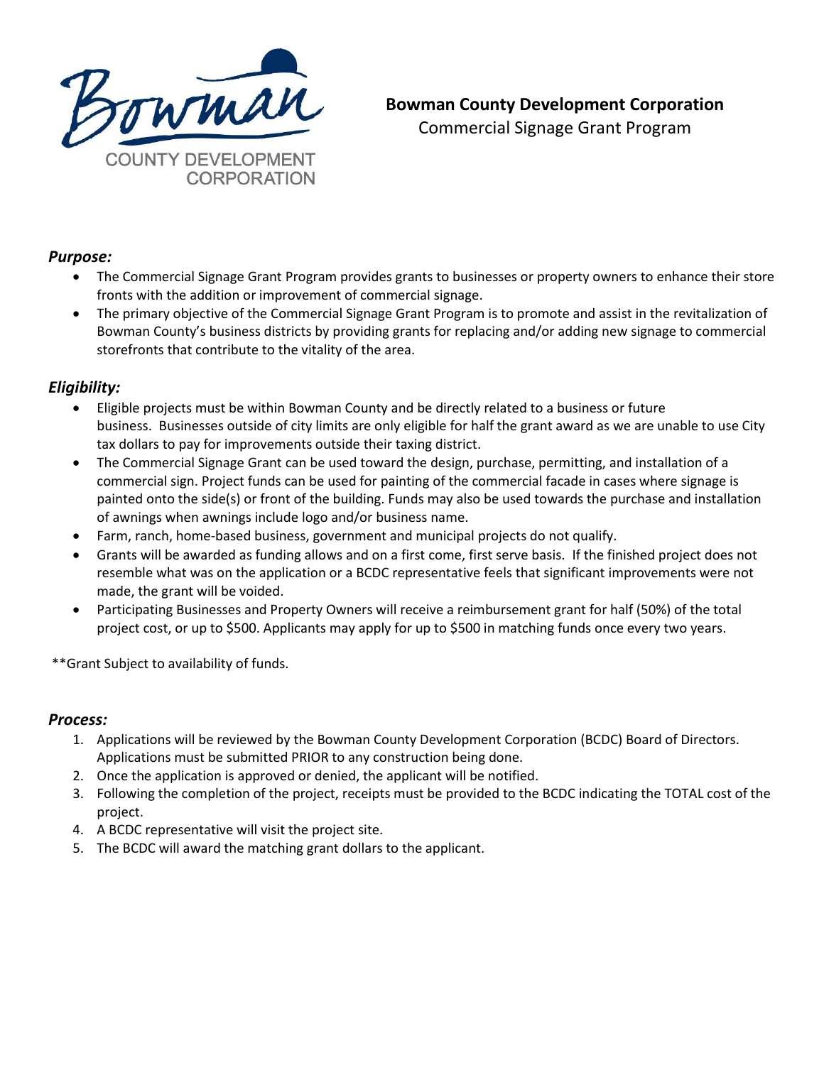Bowman COUNTY DEVELOPMENT CORPORATION

# Bowman County Development Corporation

Commercial Signage Grant Program

## *Purpose:*

- The Commercial Signage Grant Program provides grants to businesses or property owners to enhance their store fronts with the addition or improvement of commercial signage.
- The primary objective of the Commercial Signage Grant Program is to promote and assist in the revitalization of Bowman County's business districts by providing grants for replacing and/or adding new signage to commercial storefronts that contribute to the vitality of the area.

## *Eligibility:*

- Eligible projects must be within Bowman County and be directly related to a business or future business. Businesses outside of city limits are only eligible for half the grant award as we are unable to use City tax dollars to pay for improvements outside their taxing district.
- The Commercial Signage Grant can be used toward the design, purchase, permitting, and installation of a commercial sign. Project funds can be used for painting of the commercial facade in cases where signage is painted onto the side(s) or front of the building. Funds may also be used towards the purchase and installation of awnings when awnings include logo and/or business name.
- Farm, ranch, home-based business, government and municipal projects do not qualify.
- Grants will be awarded as funding allows and on a first come, first serve basis. If the finished project does not resemble what was on the application or a BCDC representative feels that significant improvements were not made, the grant will be voided.
- Participating Businesses and Property Owners will receive a reimbursement grant for half (50%) of the total project cost, or up to $500. Applicants may apply for up to $500 in matching funds once every two years.

**Grant Subject to availability of funds.

## *Process:*

1. Applications will be reviewed by the Bowman County Development Corporation (BCDC) Board of Directors. Applications must be submitted PRIOR to any construction being done.
2. Once the application is approved or denied, the applicant will be notified.
3. Following the completion of the project, receipts must be provided to the BCDC indicating the TOTAL cost of the project.
4. A BCDC representative will visit the project site.
5. The BCDC will award the matching grant dollars to the applicant.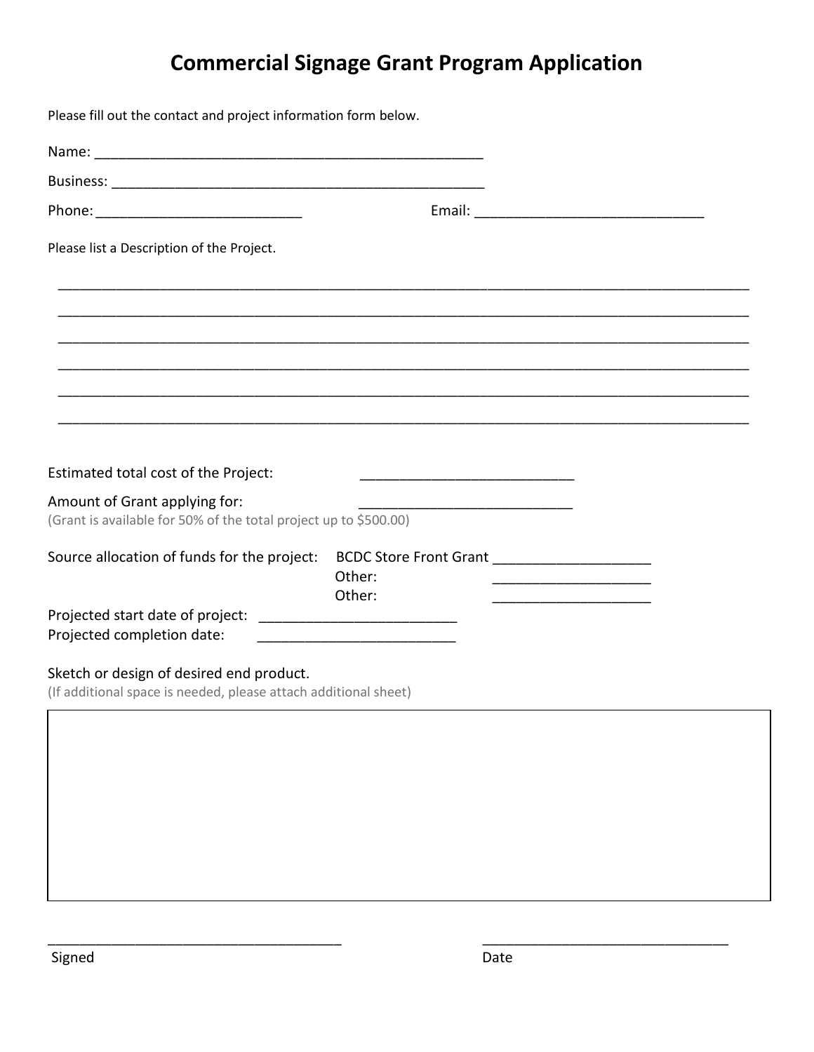# Commercial Signage Grant Program Application

Please fill out the contact and project information form below.

Name: ___________________________________________________

Business: ________________________________________________

Phone: ___________________________ Email: ______________________________

Please list a Description of the Project.

_____________________________________________________________________________________________

_____________________________________________________________________________________________

_____________________________________________________________________________________________

_____________________________________________________________________________________________

_____________________________________________________________________________________________

_____________________________________________________________________________________________

Estimated total cost of the Project: ___________________________

Amount of Grant applying for: ___________________________

(Grant is available for 50% of the total project up to $500.00)

Source allocation of funds for the project: BCDC Store Front Grant ____________________

Other: ____________________

Other: ____________________

Projected start date of project: _________________________

Projected completion date: _________________________

Sketch or design of desired end product.

(If additional space is needed, please attach additional sheet)

______________________________________ ________________________________

Signed Date